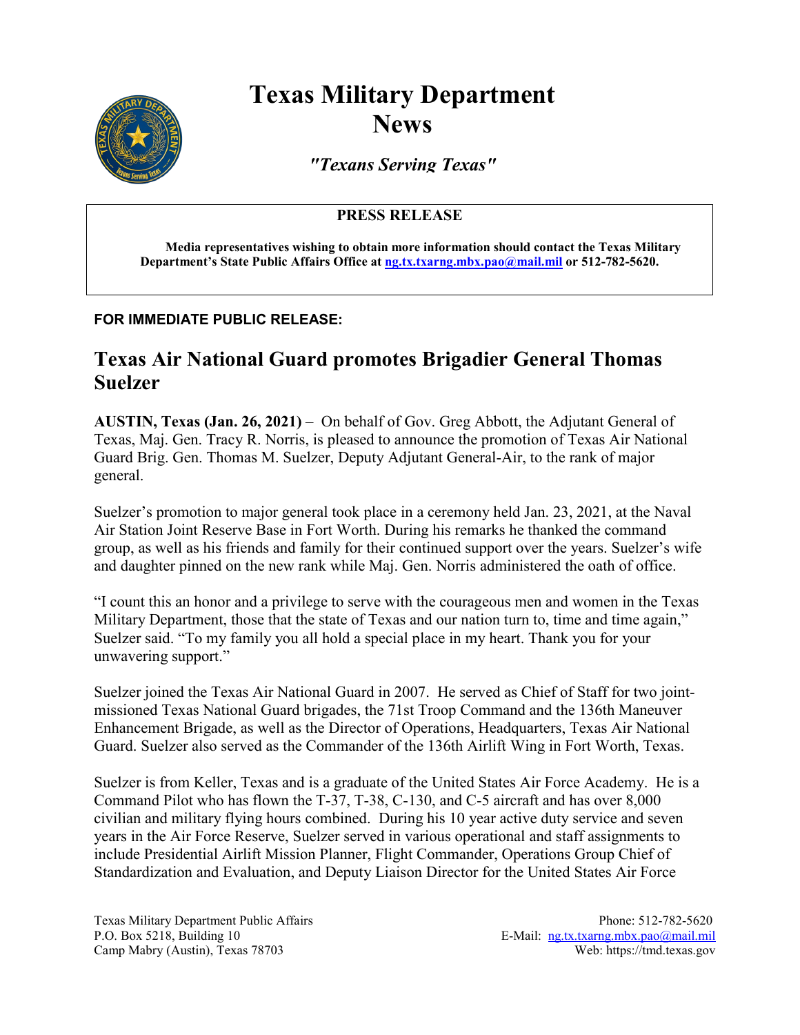# Texas Military Department News

***"Texans Serving Texas"***

**PRESS RELEASE**

**Media representatives wishing to obtain more information should contact the Texas Military Department's State Public Affairs Office at ng.tx.txarng.mbx.pao@mail.mil or 512-782-5620.**

**FOR IMMEDIATE PUBLIC RELEASE:**

## Texas Air National Guard promotes Brigadier General Thomas Suelzer

**AUSTIN, Texas (Jan. 26, 2021)** – On behalf of Gov. Greg Abbott, the Adjutant General of Texas, Maj. Gen. Tracy R. Norris, is pleased to announce the promotion of Texas Air National Guard Brig. Gen. Thomas M. Suelzer, Deputy Adjutant General-Air, to the rank of major general.

Suelzer's promotion to major general took place in a ceremony held Jan. 23, 2021, at the Naval Air Station Joint Reserve Base in Fort Worth. During his remarks he thanked the command group, as well as his friends and family for their continued support over the years. Suelzer's wife and daughter pinned on the new rank while Maj. Gen. Norris administered the oath of office.

"I count this an honor and a privilege to serve with the courageous men and women in the Texas Military Department, those that the state of Texas and our nation turn to, time and time again," Suelzer said. "To my family you all hold a special place in my heart. Thank you for your unwavering support."

Suelzer joined the Texas Air National Guard in 2007. He served as Chief of Staff for two joint-missioned Texas National Guard brigades, the 71st Troop Command and the 136th Maneuver Enhancement Brigade, as well as the Director of Operations, Headquarters, Texas Air National Guard. Suelzer also served as the Commander of the 136th Airlift Wing in Fort Worth, Texas.

Suelzer is from Keller, Texas and is a graduate of the United States Air Force Academy. He is a Command Pilot who has flown the T-37, T-38, C-130, and C-5 aircraft and has over 8,000 civilian and military flying hours combined. During his 10 year active duty service and seven years in the Air Force Reserve, Suelzer served in various operational and staff assignments to include Presidential Airlift Mission Planner, Flight Commander, Operations Group Chief of Standardization and Evaluation, and Deputy Liaison Director for the United States Air Force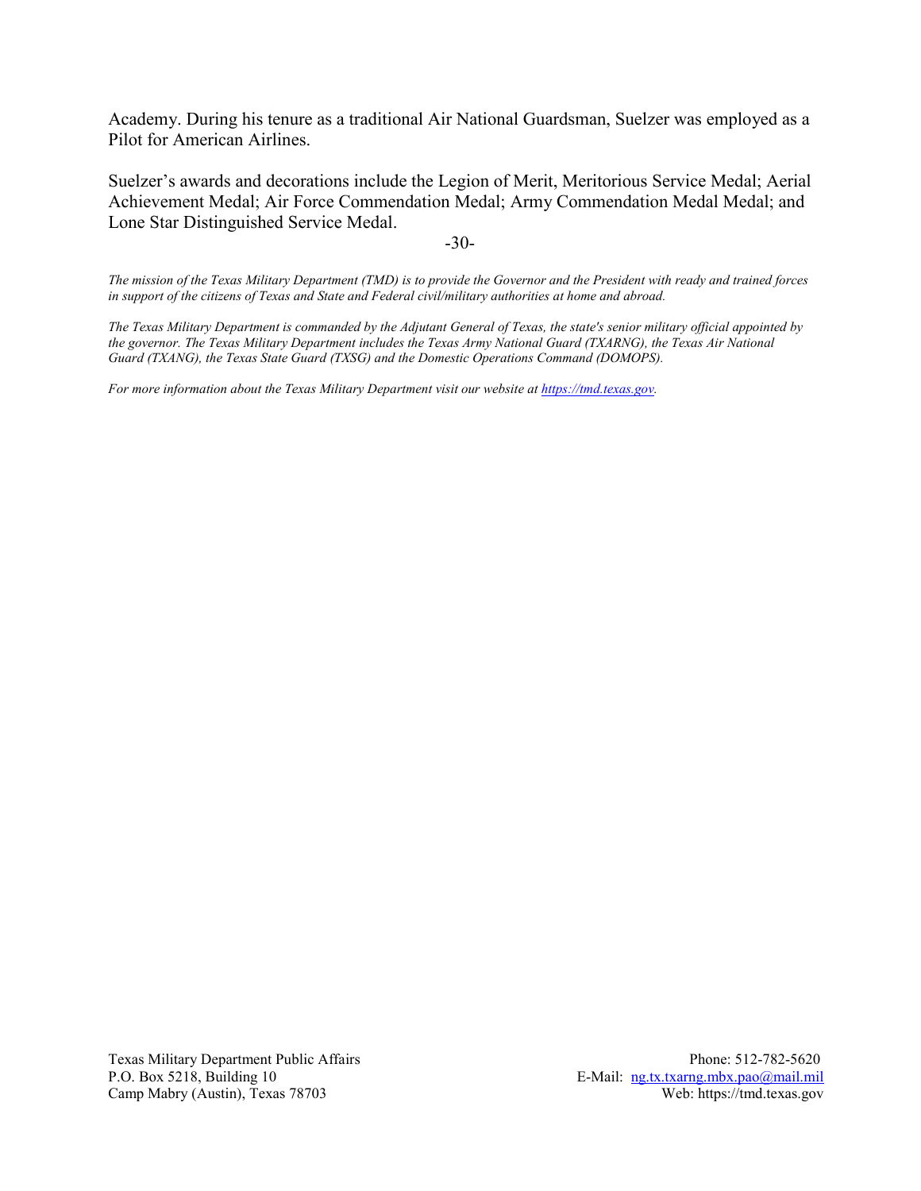Academy. During his tenure as a traditional Air National Guardsman, Suelzer was employed as a Pilot for American Airlines.

Suelzer's awards and decorations include the Legion of Merit, Meritorious Service Medal; Aerial Achievement Medal; Air Force Commendation Medal; Army Commendation Medal Medal; and Lone Star Distinguished Service Medal.

-30-

*The mission of the Texas Military Department (TMD) is to provide the Governor and the President with ready and trained forces in support of the citizens of Texas and State and Federal civil/military authorities at home and abroad.*

*The Texas Military Department is commanded by the Adjutant General of Texas, the state's senior military official appointed by the governor. The Texas Military Department includes the Texas Army National Guard (TXARNG), the Texas Air National Guard (TXANG), the Texas State Guard (TXSG) and the Domestic Operations Command (DOMOPS).*

*For more information about the Texas Military Department visit our website at [https://tmd.texas.gov](https://tmd.texas.gov).*

Texas Military Department Public Affairs
P.O. Box 5218, Building 10
Camp Mabry (Austin), Texas 78703

Phone: 512-782-5620
E-Mail: ng.tx.txarng.mbx.pao@mail.mil
Web: https://tmd.texas.gov